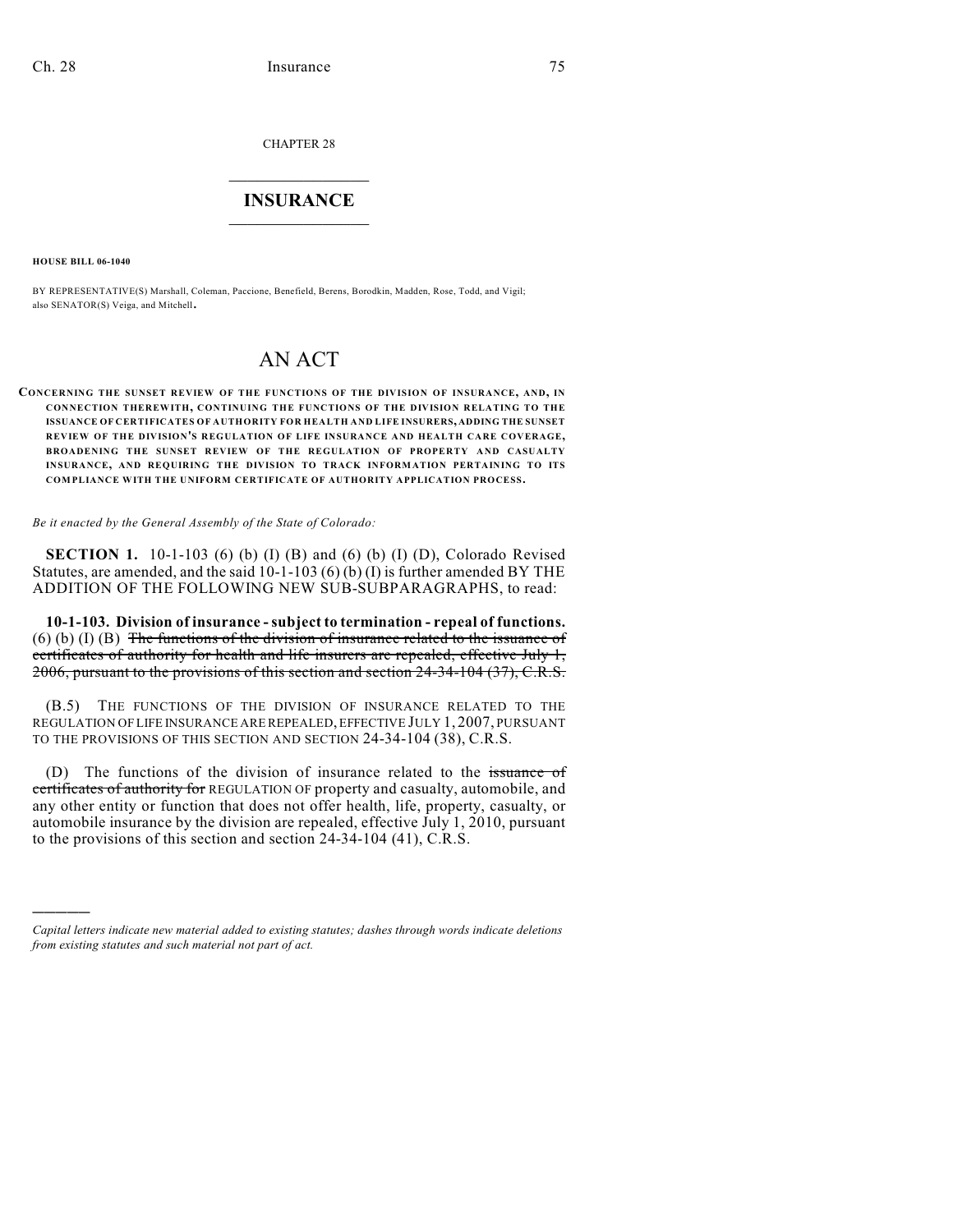CHAPTER 28

# INSURANCE

**HOUSE BILL 06-1040**

BY REPRESENTATIVE(S) Marshall, Coleman, Paccione, Benefield, Berens, Borodkin, Madden, Rose, Todd, and Vigil; also SENATOR(S) Veiga, and Mitchell.

# AN ACT

**CONCERNING THE SUNSET REVIEW OF THE FUNCTIONS OF THE DIVISION OF INSURANCE, AND, IN CONNECTION THEREWITH, CONTINUING THE FUNCTIONS OF THE DIVISION RELATING TO THE ISSUANCE OF CERTIFICATES OF AUTHORITY FOR HEALTH AND LIFE INSURERS, ADDING THE SUNSET REVIEW OF THE DIVISION'S REGULATION OF LIFE INSURANCE AND HEALTH CARE COVERAGE, BROADENING THE SUNSET REVIEW OF THE REGULATION OF PROPERTY AND CASUALTY INSURANCE, AND REQUIRING THE DIVISION TO TRACK INFORMATION PERTAINING TO ITS COMPLIANCE WITH THE UNIFORM CERTIFICATE OF AUTHORITY APPLICATION PROCESS.**

*Be it enacted by the General Assembly of the State of Colorado:*

**SECTION 1.** 10-1-103 (6) (b) (I) (B) and (6) (b) (I) (D), Colorado Revised Statutes, are amended, and the said 10-1-103 (6) (b) (I) is further amended BY THE ADDITION OF THE FOLLOWING NEW SUB-SUBPARAGRAPHS, to read:

**10-1-103. Division of insurance - subject to termination - repeal of functions.** (6) (b) (I) (B) ~~The functions of the division of insurance related to the issuance of certificates of authority for health and life insurers are repealed, effective July 1, 2006, pursuant to the provisions of this section and section 24-34-104 (37), C.R.S.~~

(B.5) THE FUNCTIONS OF THE DIVISION OF INSURANCE RELATED TO THE REGULATION OF LIFE INSURANCE ARE REPEALED, EFFECTIVE JULY 1, 2007, PURSUANT TO THE PROVISIONS OF THIS SECTION AND SECTION 24-34-104 (38), C.R.S.

(D) The functions of the division of insurance related to the ~~issuance of certificates of authority for~~ REGULATION OF property and casualty, automobile, and any other entity or function that does not offer health, life, property, casualty, or automobile insurance by the division are repealed, effective July 1, 2010, pursuant to the provisions of this section and section 24-34-104 (41), C.R.S.

---

*Capital letters indicate new material added to existing statutes; dashes through words indicate deletions from existing statutes and such material not part of act.*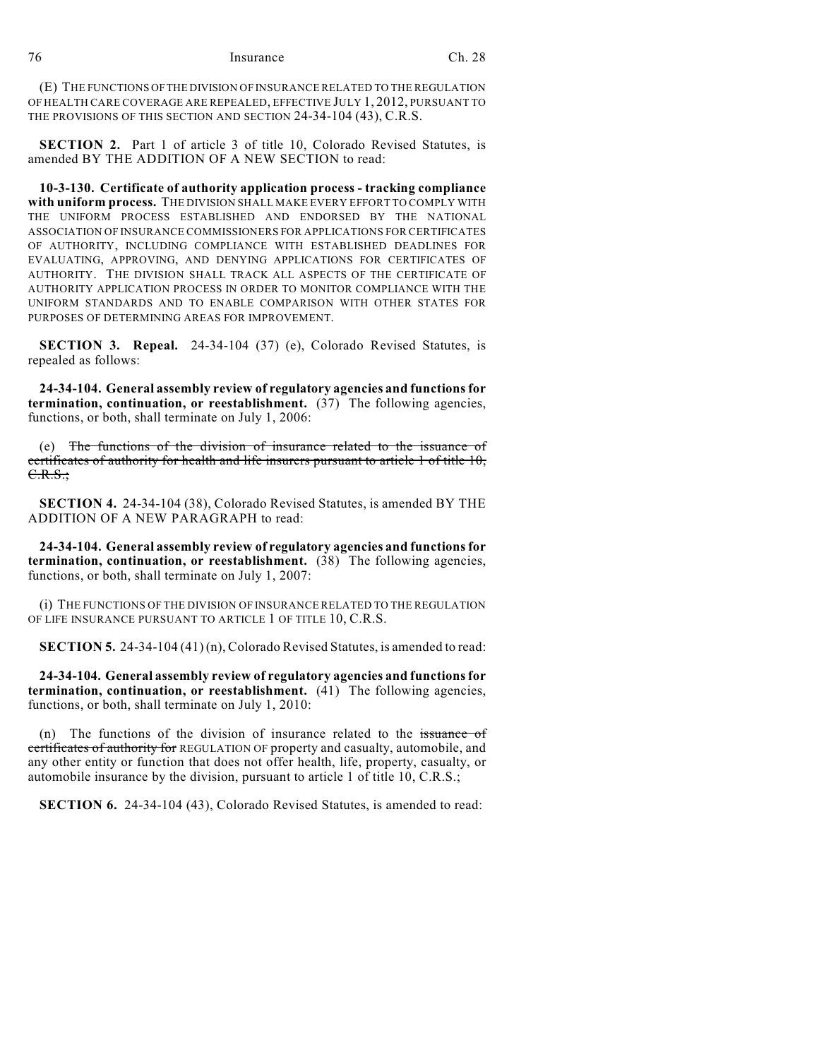(E) THE FUNCTIONS OF THE DIVISION OF INSURANCE RELATED TO THE REGULATION OF HEALTH CARE COVERAGE ARE REPEALED, EFFECTIVE JULY 1, 2012, PURSUANT TO THE PROVISIONS OF THIS SECTION AND SECTION 24-34-104 (43), C.R.S.

**SECTION 2.** Part 1 of article 3 of title 10, Colorado Revised Statutes, is amended BY THE ADDITION OF A NEW SECTION to read:

**10-3-130. Certificate of authority application process - tracking compliance with uniform process.** THE DIVISION SHALL MAKE EVERY EFFORT TO COMPLY WITH THE UNIFORM PROCESS ESTABLISHED AND ENDORSED BY THE NATIONAL ASSOCIATION OF INSURANCE COMMISSIONERS FOR APPLICATIONS FOR CERTIFICATES OF AUTHORITY, INCLUDING COMPLIANCE WITH ESTABLISHED DEADLINES FOR EVALUATING, APPROVING, AND DENYING APPLICATIONS FOR CERTIFICATES OF AUTHORITY. THE DIVISION SHALL TRACK ALL ASPECTS OF THE CERTIFICATE OF AUTHORITY APPLICATION PROCESS IN ORDER TO MONITOR COMPLIANCE WITH THE UNIFORM STANDARDS AND TO ENABLE COMPARISON WITH OTHER STATES FOR PURPOSES OF DETERMINING AREAS FOR IMPROVEMENT.

**SECTION 3. Repeal.** 24-34-104 (37) (e), Colorado Revised Statutes, is repealed as follows:

**24-34-104. General assembly review of regulatory agencies and functions for termination, continuation, or reestablishment.** (37) The following agencies, functions, or both, shall terminate on July 1, 2006:

(e) ~~The functions of the division of insurance related to the issuance of certificates of authority for health and life insurers pursuant to article 1 of title 10, C.R.S.;~~

**SECTION 4.** 24-34-104 (38), Colorado Revised Statutes, is amended BY THE ADDITION OF A NEW PARAGRAPH to read:

**24-34-104. General assembly review of regulatory agencies and functions for termination, continuation, or reestablishment.** (38) The following agencies, functions, or both, shall terminate on July 1, 2007:

(i) THE FUNCTIONS OF THE DIVISION OF INSURANCE RELATED TO THE REGULATION OF LIFE INSURANCE PURSUANT TO ARTICLE 1 OF TITLE 10, C.R.S.

**SECTION 5.** 24-34-104 (41) (n), Colorado Revised Statutes, is amended to read:

**24-34-104. General assembly review of regulatory agencies and functions for termination, continuation, or reestablishment.** (41) The following agencies, functions, or both, shall terminate on July 1, 2010:

(n) The functions of the division of insurance related to the ~~issuance of certificates of authority for~~ REGULATION OF property and casualty, automobile, and any other entity or function that does not offer health, life, property, casualty, or automobile insurance by the division, pursuant to article 1 of title 10, C.R.S.;

**SECTION 6.** 24-34-104 (43), Colorado Revised Statutes, is amended to read: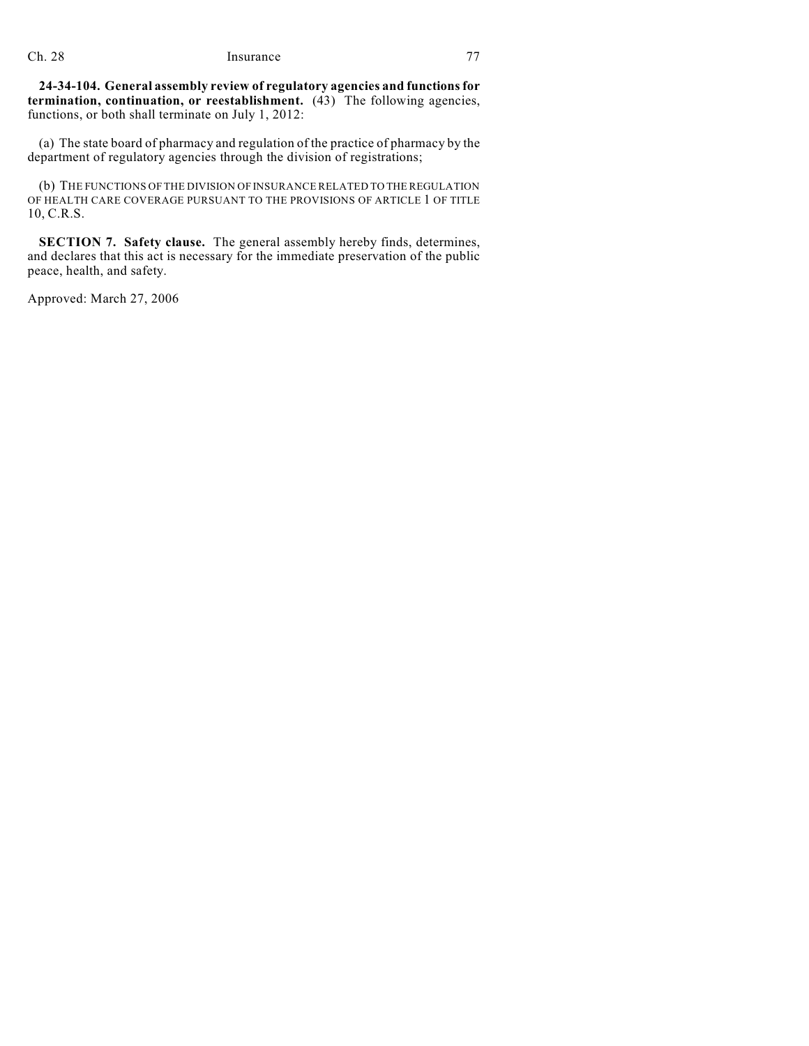**24-34-104. General assembly review of regulatory agencies and functions for termination, continuation, or reestablishment.** (43) The following agencies, functions, or both shall terminate on July 1, 2012:

(a) The state board of pharmacy and regulation of the practice of pharmacy by the department of regulatory agencies through the division of registrations;

(b) THE FUNCTIONS OF THE DIVISION OF INSURANCE RELATED TO THE REGULATION OF HEALTH CARE COVERAGE PURSUANT TO THE PROVISIONS OF ARTICLE 1 OF TITLE 10, C.R.S.

**SECTION 7. Safety clause.** The general assembly hereby finds, determines, and declares that this act is necessary for the immediate preservation of the public peace, health, and safety.

Approved: March 27, 2006